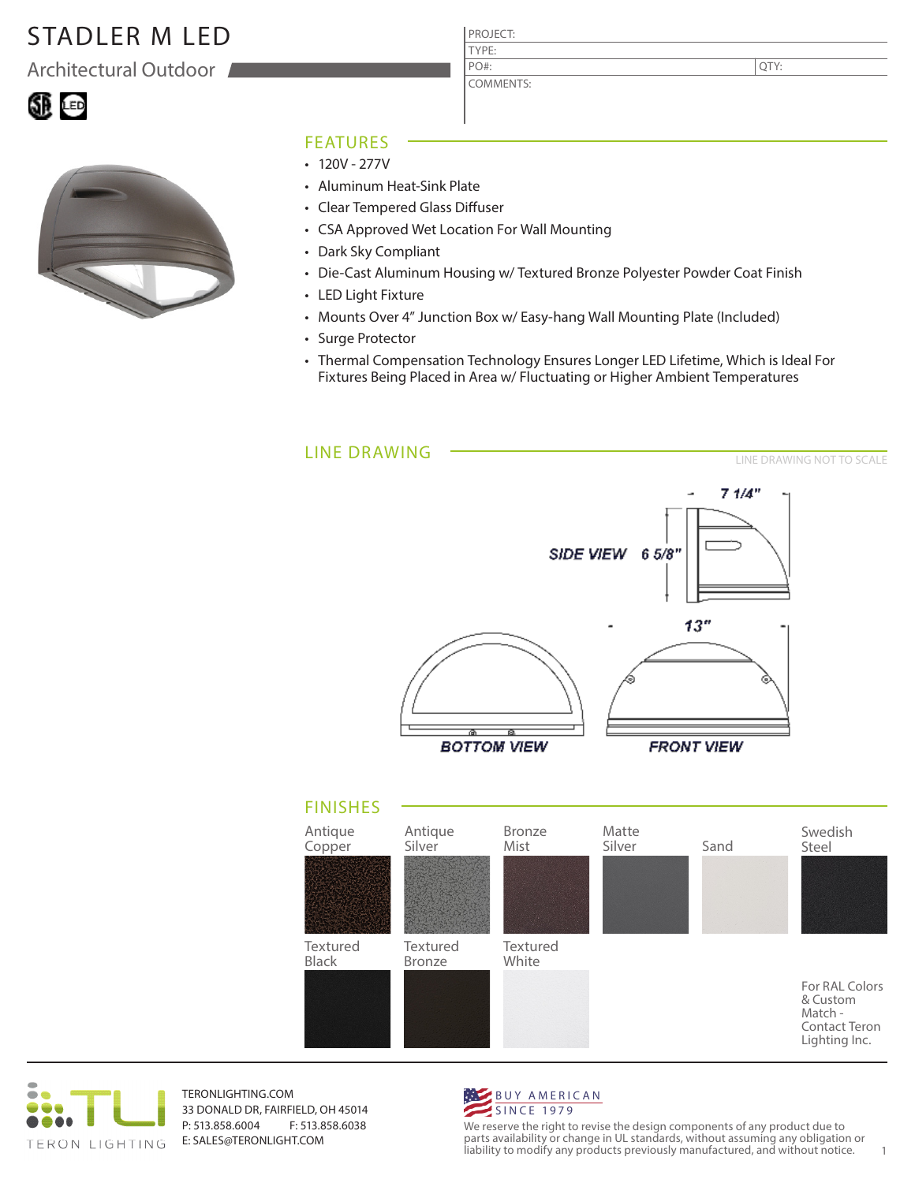# STADLER M LED

## Architectural Outdoor

| PROJECT: | |
|---|---|
| TYPE: | |
| PO#: | QTY: |
| COMMENTS: | |

## FEATURES

- 120V - 277V
- Aluminum Heat-Sink Plate
- Clear Tempered Glass Diffuser
- CSA Approved Wet Location For Wall Mounting
- Dark Sky Compliant
- Die-Cast Aluminum Housing w/ Textured Bronze Polyester Powder Coat Finish
- LED Light Fixture
- Mounts Over 4" Junction Box w/ Easy-hang Wall Mounting Plate (Included)
- Surge Protector
- Thermal Compensation Technology Ensures Longer LED Lifetime, Which is Ideal For Fixtures Being Placed in Area w/ Fluctuating or Higher Ambient Temperatures

## LINE DRAWING

LINE DRAWING NOT TO SCALE

SIDE VIEW 6 5/8" 7 1/4"

13"

BOTTOM VIEW

FRONT VIEW

## FINISHES

- Antique Copper
- Antique Silver
- Bronze Mist
- Matte Silver
- Sand
- Swedish Steel
- Textured Black
- Textured Bronze
- Textured White

For RAL Colors & Custom Match - Contact Teron Lighting Inc.

TERON LIGHTING

TERONLIGHTING.COM
33 DONALD DR, FAIRFIELD, OH 45014
P: 513.858.6004 F: 513.858.6038
E: SALES@TERONLIGHT.COM

BUY AMERICAN
SINCE 1979

We reserve the right to revise the design components of any product due to parts availability or change in UL standards, without assuming any obligation or liability to modify any products previously manufactured, and without notice.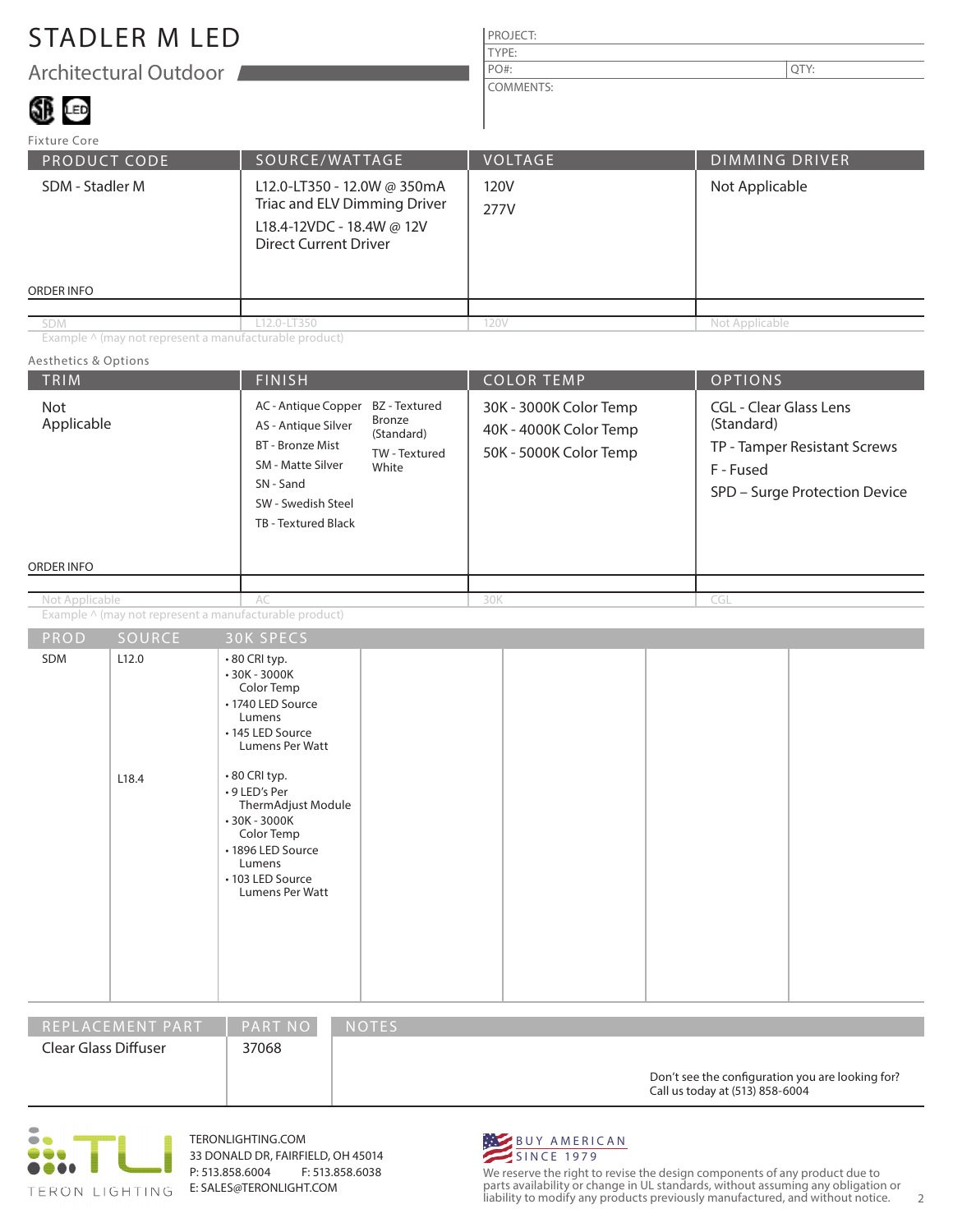# STADLER M LED

## Architectural Outdoor

| PROJECT: | |
|---|---|
| TYPE: | |
| PO#: | QTY: |
| COMMENTS: | |

Fixture Core

| PRODUCT CODE | SOURCE/WATTAGE | VOLTAGE | DIMMING DRIVER |
|---|---|---|---|
| SDM - Stadler M | L12.0-LT350 - 12.0W @ 350mA Triac and ELV Dimming Driver<br>L18.4-12VDC - 18.4W @ 12V Direct Current Driver | 120V<br>277V | Not Applicable |
| ORDER INFO | | | |
| SDM | L12.0-LT350 | 120V | Not Applicable |

Example ^ (may not represent a manufacturable product)

Aesthetics & Options

| TRIM | FINISH | COLOR TEMP | OPTIONS |
|---|---|---|---|
| Not Applicable | AC - Antique Copper<br>AS - Antique Silver<br>BT - Bronze Mist<br>SM - Matte Silver<br>SN - Sand<br>SW - Swedish Steel<br>TB - Textured Black<br>BZ - Textured Bronze (Standard)<br>TW - Textured White | 30K - 3000K Color Temp<br>40K - 4000K Color Temp<br>50K - 5000K Color Temp | CGL - Clear Glass Lens (Standard)<br>TP - Tamper Resistant Screws<br>F - Fused<br>SPD – Surge Protection Device |
| ORDER INFO | | | |
| Not Applicable | AC | 30K | CGL |

Example ^ (may not represent a manufacturable product)

| PROD | SOURCE | 30K SPECS |
|---|---|---|
| SDM | L12.0 | • 80 CRI typ.<br>• 30K - 3000K Color Temp<br>• 1740 LED Source Lumens<br>• 145 LED Source Lumens Per Watt |
| | L18.4 | • 80 CRI typ.<br>• 9 LED's Per ThermAdjust Module<br>• 30K - 3000K Color Temp<br>• 1896 LED Source Lumens<br>• 103 LED Source Lumens Per Watt |

| REPLACEMENT PART | PART NO | NOTES |
|---|---|---|
| Clear Glass Diffuser | 37068 | Don't see the configuration you are looking for? Call us today at (513) 858-6004 |

TERON LIGHTING

TERONLIGHTING.COM
33 DONALD DR, FAIRFIELD, OH 45014
P: 513.858.6004 F: 513.858.6038
E: SALES@TERONLIGHT.COM

BUY AMERICAN SINCE 1979

We reserve the right to revise the design components of any product due to parts availability or change in UL standards, without assuming any obligation or liability to modify any products previously manufactured, and without notice.